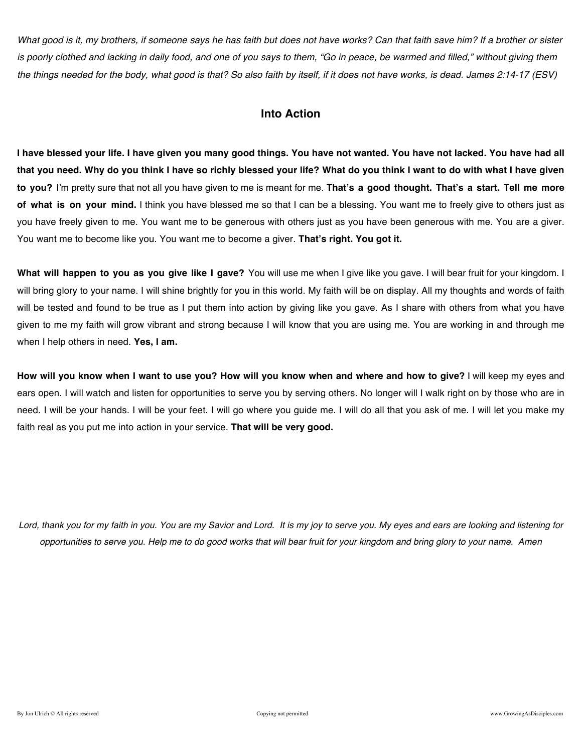*What good is it, my brothers, if someone says he has faith but does not have works? Can that faith save him? If a brother or sister is poorly clothed and lacking in daily food, and one of you says to them, "Go in peace, be warmed and filled," without giving them the things needed for the body, what good is that? So also faith by itself, if it does not have works, is dead. James 2:14-17 (ESV)*

## Into Action

**I have blessed your life. I have given you many good things. You have not wanted. You have not lacked. You have had all that you need. Why do you think I have so richly blessed your life? What do you think I want to do with what I have given to you?** I'm pretty sure that not all you have given to me is meant for me. **That's a good thought. That's a start. Tell me more of what is on your mind.** I think you have blessed me so that I can be a blessing. You want me to freely give to others just as you have freely given to me. You want me to be generous with others just as you have been generous with me. You are a giver. You want me to become like you. You want me to become a giver. **That's right. You got it.**

**What will happen to you as you give like I gave?** You will use me when I give like you gave. I will bear fruit for your kingdom. I will bring glory to your name. I will shine brightly for you in this world. My faith will be on display. All my thoughts and words of faith will be tested and found to be true as I put them into action by giving like you gave. As I share with others from what you have given to me my faith will grow vibrant and strong because I will know that you are using me. You are working in and through me when I help others in need. **Yes, I am.**

**How will you know when I want to use you? How will you know when and where and how to give?** I will keep my eyes and ears open. I will watch and listen for opportunities to serve you by serving others. No longer will I walk right on by those who are in need. I will be your hands. I will be your feet. I will go where you guide me. I will do all that you ask of me. I will let you make my faith real as you put me into action in your service. **That will be very good.**

*Lord, thank you for my faith in you. You are my Savior and Lord. It is my joy to serve you. My eyes and ears are looking and listening for opportunities to serve you. Help me to do good works that will bear fruit for your kingdom and bring glory to your name. Amen*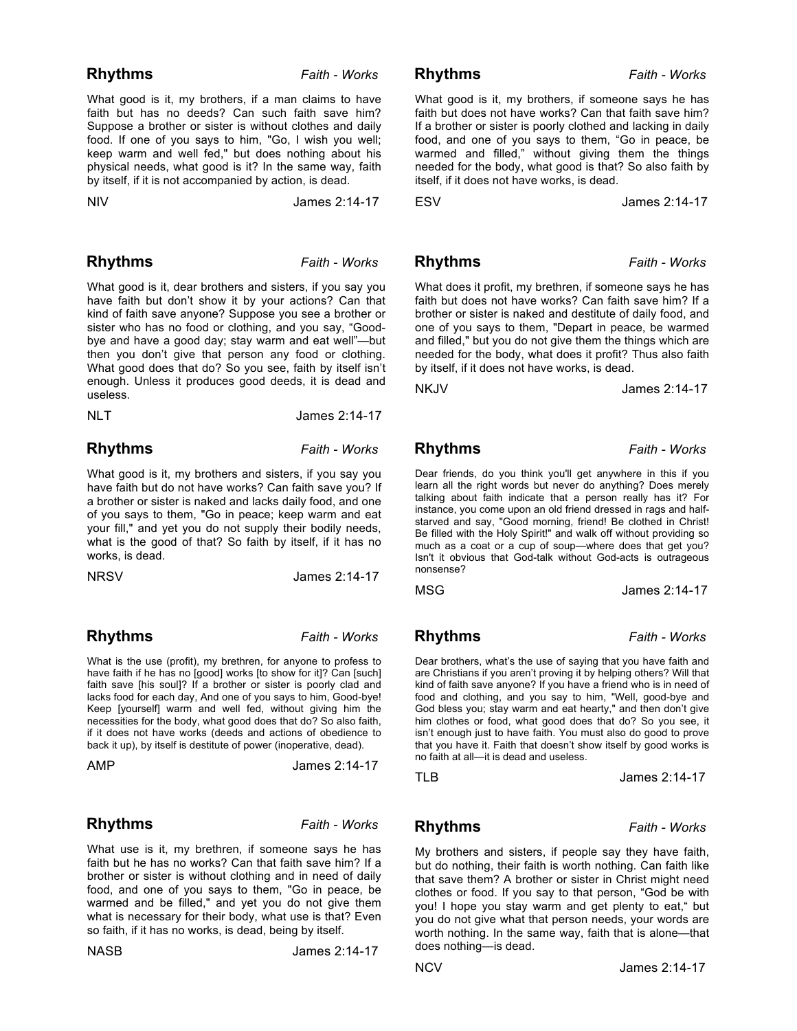**Rhythms** *Faith - Works*

What good is it, my brothers, if a man claims to have faith but has no deeds? Can such faith save him? Suppose a brother or sister is without clothes and daily food. If one of you says to him, "Go, I wish you well; keep warm and well fed," but does nothing about his physical needs, what good is it? In the same way, faith by itself, if it is not accompanied by action, is dead.

NIV James 2:14-17

**Rhythms** *Faith - Works*

What good is it, my brothers, if someone says he has faith but does not have works? Can that faith save him? If a brother or sister is poorly clothed and lacking in daily food, and one of you says to them, "Go in peace, be warmed and filled," without giving them the things needed for the body, what good is that? So also faith by itself, if it does not have works, is dead.

ESV James 2:14-17

**Rhythms** *Faith - Works*

What good is it, dear brothers and sisters, if you say you have faith but don't show it by your actions? Can that kind of faith save anyone? Suppose you see a brother or sister who has no food or clothing, and you say, "Good-bye and have a good day; stay warm and eat well"—but then you don't give that person any food or clothing. What good does that do? So you see, faith by itself isn't enough. Unless it produces good deeds, it is dead and useless.

NLT James 2:14-17

**Rhythms** *Faith - Works*

What does it profit, my brethren, if someone says he has faith but does not have works? Can faith save him? If a brother or sister is naked and destitute of daily food, and one of you says to them, "Depart in peace, be warmed and filled," but you do not give them the things which are needed for the body, what does it profit? Thus also faith by itself, if it does not have works, is dead.

NKJV James 2:14-17

**Rhythms** *Faith - Works*

What good is it, my brothers and sisters, if you say you have faith but do not have works? Can faith save you? If a brother or sister is naked and lacks daily food, and one of you says to them, "Go in peace; keep warm and eat your fill," and yet you do not supply their bodily needs, what is the good of that? So faith by itself, if it has no works, is dead.

NRSV James 2:14-17

**Rhythms** *Faith - Works*

Dear friends, do you think you'll get anywhere in this if you learn all the right words but never do anything? Does merely talking about faith indicate that a person really has it? For instance, you come upon an old friend dressed in rags and half-starved and say, "Good morning, friend! Be clothed in Christ! Be filled with the Holy Spirit!" and walk off without providing so much as a coat or a cup of soup—where does that get you? Isn't it obvious that God-talk without God-acts is outrageous nonsense?

MSG James 2:14-17

**Rhythms** *Faith - Works*

What is the use (profit), my brethren, for anyone to profess to have faith if he has no [good] works [to show for it]? Can [such] faith save [his soul]? If a brother or sister is poorly clad and lacks food for each day, And one of you says to him, Good-bye! Keep [yourself] warm and well fed, without giving him the necessities for the body, what good does that do? So also faith, if it does not have works (deeds and actions of obedience to back it up), by itself is destitute of power (inoperative, dead).

AMP James 2:14-17

**Rhythms** *Faith - Works*

Dear brothers, what's the use of saying that you have faith and are Christians if you aren't proving it by helping others? Will that kind of faith save anyone? If you have a friend who is in need of food and clothing, and you say to him, "Well, good-bye and God bless you; stay warm and eat hearty," and then don't give him clothes or food, what good does that do? So you see, it isn't enough just to have faith. You must also do good to prove that you have it. Faith that doesn't show itself by good works is no faith at all—it is dead and useless.

TLB James 2:14-17

**Rhythms** *Faith - Works*

What use is it, my brethren, if someone says he has faith but he has no works? Can that faith save him? If a brother or sister is without clothing and in need of daily food, and one of you says to them, "Go in peace, be warmed and be filled," and yet you do not give them what is necessary for their body, what use is that? Even so faith, if it has no works, is dead, being by itself.

NASB James 2:14-17

**Rhythms** *Faith - Works*

My brothers and sisters, if people say they have faith, but do nothing, their faith is worth nothing. Can faith like that save them? A brother or sister in Christ might need clothes or food. If you say to that person, "God be with you! I hope you stay warm and get plenty to eat," but you do not give what that person needs, your words are worth nothing. In the same way, faith that is alone—that does nothing—is dead.

NCV James 2:14-17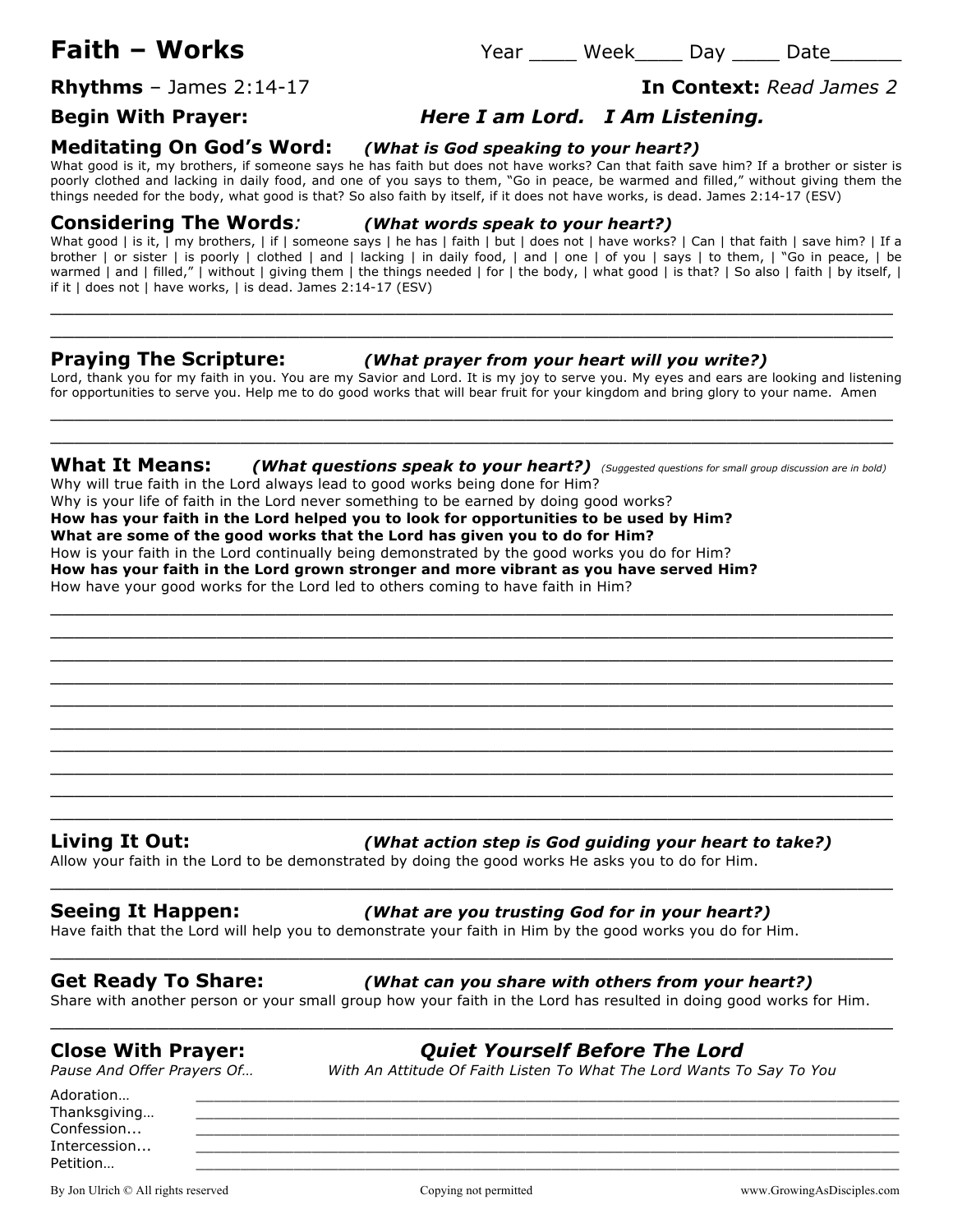# Faith – Works

Year ____ Week____ Day ____ Date______

**Rhythms** – James 2:14-17 **In Context:** *Read James 2*

**Begin With Prayer:** ***Here I am Lord. I Am Listening.***

## Meditating On God's Word: *(What is God speaking to your heart?)*

What good is it, my brothers, if someone says he has faith but does not have works? Can that faith save him? If a brother or sister is poorly clothed and lacking in daily food, and one of you says to them, "Go in peace, be warmed and filled," without giving them the things needed for the body, what good is that? So also faith by itself, if it does not have works, is dead. James 2:14-17 (ESV)

## Considering The Words: *(What words speak to your heart?)*

What good | is it, | my brothers, | if | someone says | he has | faith | but | does not | have works? | Can | that faith | save him? | If a brother | or sister | is poorly | clothed | and | lacking | in daily food, | and | one | of you | says | to them, | "Go in peace, | be warmed | and | filled," | without | giving them | the things needed | for | the body, | what good | is that? | So also | faith | by itself, | if it | does not | have works, | is dead. James 2:14-17 (ESV)

______________________________________________________________________________

______________________________________________________________________________

## Praying The Scripture: *(What prayer from your heart will you write?)*

Lord, thank you for my faith in you. You are my Savior and Lord. It is my joy to serve you. My eyes and ears are looking and listening for opportunities to serve you. Help me to do good works that will bear fruit for your kingdom and bring glory to your name. Amen

______________________________________________________________________________

______________________________________________________________________________

## What It Means: *(What questions speak to your heart?)* *(Suggested questions for small group discussion are in bold)*

Why will true faith in the Lord always lead to good works being done for Him?
Why is your life of faith in the Lord never something to be earned by doing good works?
**How has your faith in the Lord helped you to look for opportunities to be used by Him?**
**What are some of the good works that the Lord has given you to do for Him?**
How is your faith in the Lord continually being demonstrated by the good works you do for Him?
**How has your faith in the Lord grown stronger and more vibrant as you have served Him?**
How have your good works for the Lord led to others coming to have faith in Him?

______________________________________________________________________________

______________________________________________________________________________

______________________________________________________________________________

______________________________________________________________________________

______________________________________________________________________________

______________________________________________________________________________

______________________________________________________________________________

______________________________________________________________________________

______________________________________________________________________________

______________________________________________________________________________

## Living It Out: *(What action step is God guiding your heart to take?)*

Allow your faith in the Lord to be demonstrated by doing the good works He asks you to do for Him.

______________________________________________________________________________

## Seeing It Happen: *(What are you trusting God for in your heart?)*

Have faith that the Lord will help you to demonstrate your faith in Him by the good works you do for Him.

______________________________________________________________________________

## Get Ready To Share: *(What can you share with others from your heart?)*

Share with another person or your small group how your faith in the Lord has resulted in doing good works for Him.

______________________________________________________________________________

## Close With Prayer: ***Quiet Yourself Before The Lord***

*Pause And Offer Prayers Of…* *With An Attitude Of Faith Listen To What The Lord Wants To Say To You*

Adoration… ______________________________________________________________

Thanksgiving… ______________________________________________________________

Confession... ______________________________________________________________

Intercession... ______________________________________________________________

Petition… ______________________________________________________________

By Jon Ulrich © All rights reserved Copying not permitted www.GrowingAsDisciples.com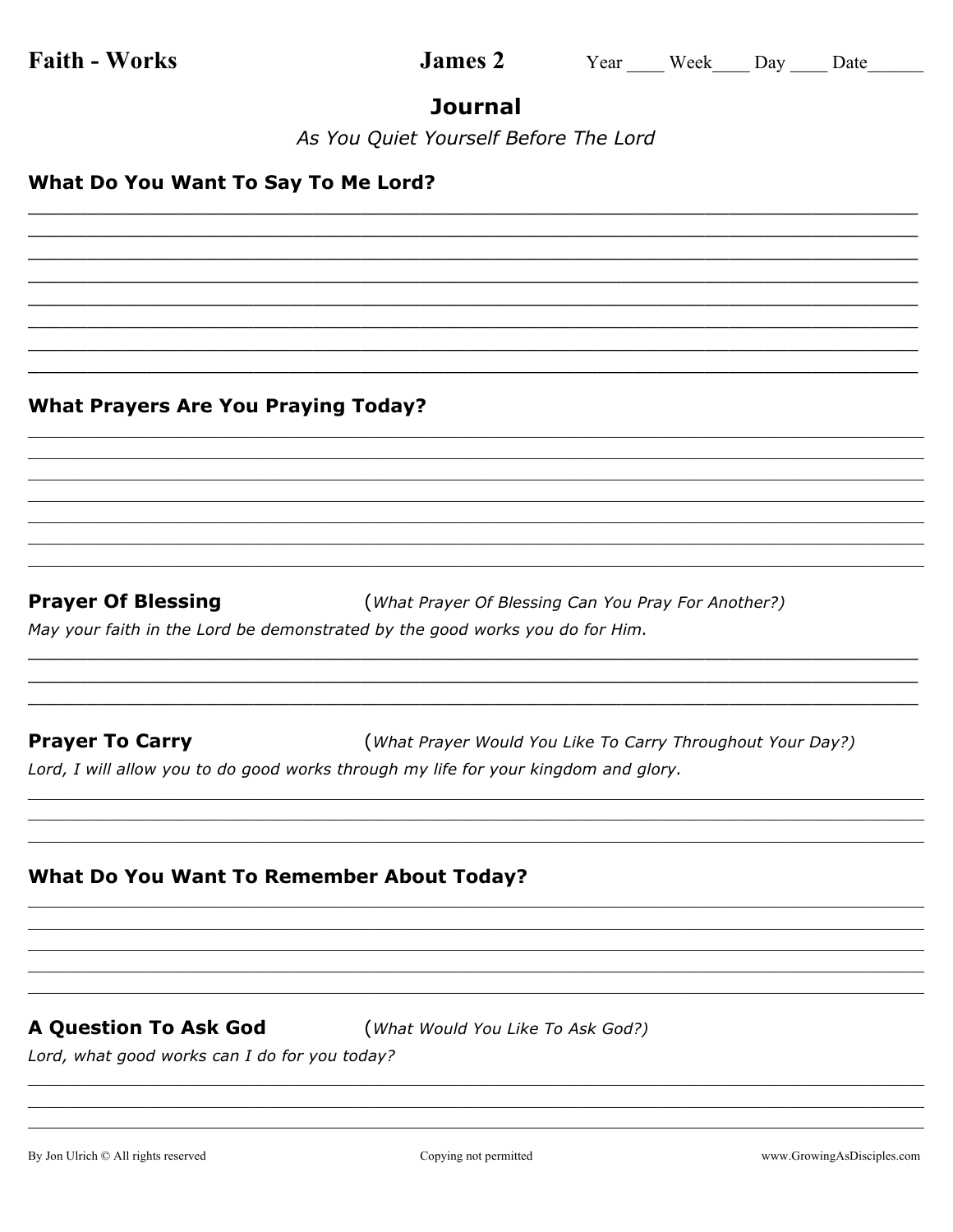**Faith - Works** **James 2** Year ____ Week____ Day ____ Date______

## Journal

*As You Quiet Yourself Before The Lord*

### What Do You Want To Say To Me Lord?

______________________________________________________________________________
______________________________________________________________________________
______________________________________________________________________________
______________________________________________________________________________
______________________________________________________________________________
______________________________________________________________________________
______________________________________________________________________________
______________________________________________________________________________

### What Prayers Are You Praying Today?

______________________________________________________________________________
______________________________________________________________________________
______________________________________________________________________________
______________________________________________________________________________
______________________________________________________________________________
______________________________________________________________________________
______________________________________________________________________________

### Prayer Of Blessing

(*What Prayer Of Blessing Can You Pray For Another?*)

*May your faith in the Lord be demonstrated by the good works you do for Him.*

______________________________________________________________________________
______________________________________________________________________________
______________________________________________________________________________

### Prayer To Carry

(*What Prayer Would You Like To Carry Throughout Your Day?*)

*Lord, I will allow you to do good works through my life for your kingdom and glory.*

______________________________________________________________________________
______________________________________________________________________________
______________________________________________________________________________

### What Do You Want To Remember About Today?

______________________________________________________________________________
______________________________________________________________________________
______________________________________________________________________________
______________________________________________________________________________
______________________________________________________________________________

### A Question To Ask God

(*What Would You Like To Ask God?*)

*Lord, what good works can I do for you today?*

______________________________________________________________________________
______________________________________________________________________________
______________________________________________________________________________

By Jon Ulrich © All rights reserved — Copying not permitted — www.GrowingAsDisciples.com